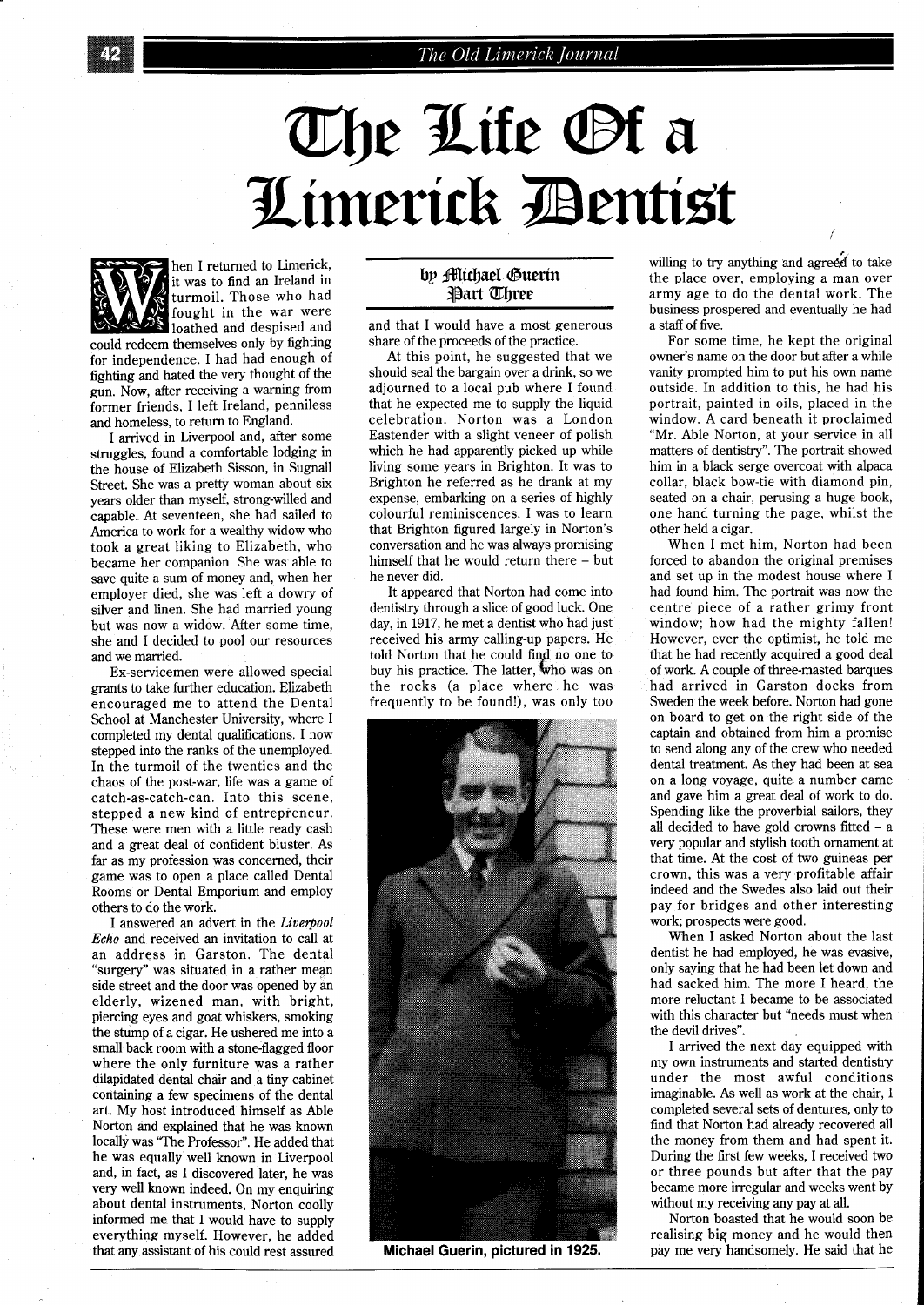# The Life Of a Limerick Dentist

**by Michael Guerin**
**Part Three**

When I returned to Limerick, it was to find an Ireland in turmoil. Those who had fought in the war were loathed and despised and could redeem themselves only by fighting for independence. I had had enough of fighting and hated the very thought of the gun. Now, after receiving a warning from former friends, I left Ireland, penniless and homeless, to return to England.

I arrived in Liverpool and, after some struggles, found a comfortable lodging in the house of Elizabeth Sisson, in Sugnall Street. She was a pretty woman about six years older than myself, strong-willed and capable. At seventeen, she had sailed to America to work for a wealthy widow who took a great liking to Elizabeth, who became her companion. She was able to save quite a sum of money and, when her employer died, she was left a dowry of silver and linen. She had married young but was now a widow. After some time, she and I decided to pool our resources and we married.

Ex-servicemen were allowed special grants to take further education. Elizabeth encouraged me to attend the Dental School at Manchester University, where I completed my dental qualifications. I now stepped into the ranks of the unemployed. In the turmoil of the twenties and the chaos of the post-war, life was a game of catch-as-catch-can. Into this scene, stepped a new kind of entrepreneur. These were men with a little ready cash and a great deal of confident bluster. As far as my profession was concerned, their game was to open a place called Dental Rooms or Dental Emporium and employ others to do the work.

I answered an advert in the *Liverpool Echo* and received an invitation to call at an address in Garston. The dental "surgery" was situated in a rather mean side street and the door was opened by an elderly, wizened man, with bright, piercing eyes and goat whiskers, smoking the stump of a cigar. He ushered me into a small back room with a stone-flagged floor where the only furniture was a rather dilapidated dental chair and a tiny cabinet containing a few specimens of the dental art. My host introduced himself as Able Norton and explained that he was known locally was "The Professor". He added that he was equally well known in Liverpool and, in fact, as I discovered later, he was very well known indeed. On my enquiring about dental instruments, Norton coolly informed me that I would have to supply everything myself. However, he added that any assistant of his could rest assured and that I would have a most generous share of the proceeds of the practice.

At this point, he suggested that we should seal the bargain over a drink, so we adjourned to a local pub where I found that he expected me to supply the liquid celebration. Norton was a London Eastender with a slight veneer of polish which he had apparently picked up while living some years in Brighton. It was to Brighton he referred as he drank at my expense, embarking on a series of highly colourful reminiscences. I was to learn that Brighton figured largely in Norton's conversation and he was always promising himself that he would return there – but he never did.

It appeared that Norton had come into dentistry through a slice of good luck. One day, in 1917, he met a dentist who had just received his army calling-up papers. He told Norton that he could find no one to buy his practice. The latter, who was on the rocks (a place where he was frequently to be found!), was only too willing to try anything and agreed to take the place over, employing a man over army age to do the dental work. The business prospered and eventually he had a staff of five.

Michael Guerin, pictured in 1925.

For some time, he kept the original owner's name on the door but after a while vanity prompted him to put his own name outside. In addition to this, he had his portrait, painted in oils, placed in the window. A card beneath it proclaimed "Mr. Able Norton, at your service in all matters of dentistry". The portrait showed him in a black serge overcoat with alpaca collar, black bow-tie with diamond pin, seated on a chair, perusing a huge book, one hand turning the page, whilst the other held a cigar.

When I met him, Norton had been forced to abandon the original premises and set up in the modest house where I had found him. The portrait was now the centre piece of a rather grimy front window; how had the mighty fallen! However, ever the optimist, he told me that he had recently acquired a good deal of work. A couple of three-masted barques had arrived in Garston docks from Sweden the week before. Norton had gone on board to get on the right side of the captain and obtained from him a promise to send along any of the crew who needed dental treatment. As they had been at sea on a long voyage, quite a number came and gave him a great deal of work to do. Spending like the proverbial sailors, they all decided to have gold crowns fitted – a very popular and stylish tooth ornament at that time. At the cost of two guineas per crown, this was a very profitable affair indeed and the Swedes also laid out their pay for bridges and other interesting work; prospects were good.

When I asked Norton about the last dentist he had employed, he was evasive, only saying that he had been let down and had sacked him. The more I heard, the more reluctant I became to be associated with this character but "needs must when the devil drives".

I arrived the next day equipped with my own instruments and started dentistry under the most awful conditions imaginable. As well as work at the chair, I completed several sets of dentures, only to find that Norton had already recovered all the money from them and had spent it. During the first few weeks, I received two or three pounds but after that the pay became more irregular and weeks went by without my receiving any pay at all.

Norton boasted that he would soon be realising big money and he would then pay me very handsomely. He said that he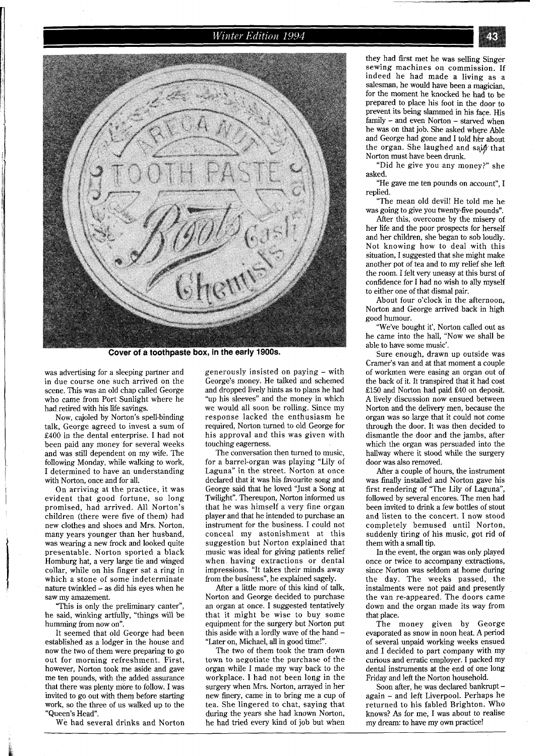Cover of a toothpaste box, in the early 1900s.

was advertising for a sleeping partner and in due course one such arrived on the scene. This was an old chap called George who came from Port Sunlight where he had retired with his life savings.

Now, cajoled by Norton's spell-binding talk, George agreed to invest a sum of £400 in the dental enterprise. I had not been paid any money for several weeks and was still dependent on my wife. The following Monday, while walking to work, I determined to have an understanding with Norton, once and for all.

On arriving at the practice, it was evident that good fortune, so long promised, had arrived. All Norton's children (there were five of them) had new clothes and shoes and Mrs. Norton, many years younger than her husband, was wearing a new frock and looked quite presentable. Norton sported a black Homburg hat, a very large tie and winged collar, while on his finger sat a ring in which a stone of some indeterminate nature twinkled – as did his eyes when he saw my amazement.

"This is only the preliminary canter", he said, winking artfully, "things will be humming from now on".

It seemed that old George had been established as a lodger in the house and now the two of them were preparing to go out for morning refreshment. First, however, Norton took me aside and gave me ten pounds, with the added assurance that there was plenty more to follow. I was invited to go out with them before starting work, so the three of us walked up to the "Queen's Head".

We had several drinks and Norton generously insisted on paying – with George's money. He talked and schemed and dropped lively hints as to plans he had "up his sleeves" and the money in which we would all soon be rolling. Since my response lacked the enthusiasm he required, Norton turned to old George for his approval and this was given with touching eagerness.

The conversation then turned to music, for a barrel-organ was playing "Lily of Laguna" in the street. Norton at once declared that it was his favourite song and George said that he loved "Just a Song at Twilight". Thereupon, Norton informed us that he was himself a very fine organ player and that he intended to purchase an instrument for the business. I could not conceal my astonishment at this suggestion but Norton explained that music was ideal for giving patients relief when having extractions or dental impressions. "It takes their minds away from the business", he explained sagely.

After a little more of this kind of talk, Norton and George decided to purchase an organ at once. I suggested tentatively that it might be wise to buy some equipment for the surgery but Norton put this aside with a lordly wave of the hand – "Later on, Michael, all in good time!".

The two of them took the tram down town to negotiate the purchase of the organ while I made my way back to the workplace. I had not been long in the surgery when Mrs. Norton, arrayed in her new finery, came in to bring me a cup of tea. She lingered to chat, saying that during the years she had known Norton, he had tried every kind of job but when they had first met he was selling Singer sewing machines on commission. If indeed he had made a living as a salesman, he would have been a magician, for the moment he knocked he had to be prepared to place his foot in the door to prevent its being slammed in his face. His family – and even Norton – starved when he was on that job. She asked where Able and George had gone and I told her about the organ. She laughed and said that Norton must have been drunk.

"Did he give you any money?" she asked.

"He gave me ten pounds on account", I replied.

"The mean old devil! He told me he was going to give you twenty-five pounds".

After this, overcome by the misery of her life and the poor prospects for herself and her children, she began to sob loudly. Not knowing how to deal with this situation, I suggested that she might make another pot of tea and to my relief she left the room. I felt very uneasy at this burst of confidence for I had no wish to ally myself to either one of that dismal pair.

About four o'clock in the afternoon, Norton and George arrived back in high good humour.

"We've bought it', Norton called out as he came into the hall, "Now we shall be able to have some music'.

Sure enough, drawn up outside was Cramer's van and at that moment a couple of workmen were easing an organ out of the back of it. It transpired that it had cost £150 and Norton had paid £40 on deposit. A lively discussion now ensued between Norton and the delivery men, because the organ was so large that it could not come through the door. It was then decided to dismantle the door and the jambs, after which the organ was persuaded into the hallway where it stood while the surgery door was also removed.

After a couple of hours, the instrument was finally installed and Norton gave his first rendering of "The Lily of Laguna", followed by several encores. The men had been invited to drink a few bottles of stout and listen to the concert. I now stood completely bemused until Norton, suddenly tiring of his music, got rid of them with a small tip.

In the event, the organ was only played once or twice to accompany extractions, since Norton was seldom at home during the day. The weeks passed, the instalments were not paid and presently the van re-appeared. The doors came down and the organ made its way from that place.

The money given by George evaporated as snow in noon heat. A period of several unpaid working weeks ensued and I decided to part company with my curious and erratic employer. I packed my dental instruments at the end of one long Friday and left the Norton household.

Soon after, he was declared bankrupt – again – and left Liverpool. Perhaps he returned to his fabled Brighton. Who knows? As for me, I was about to realise my dream: to have my own practice!